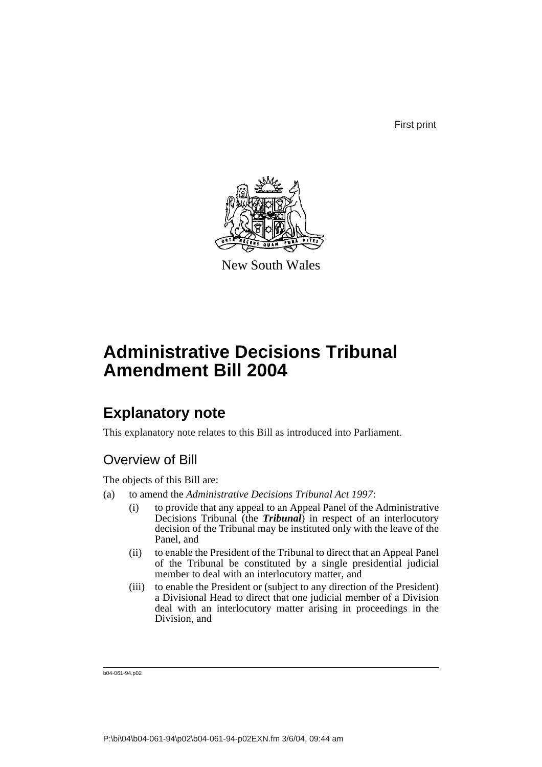First print

New South Wales

# Administrative Decisions Tribunal Amendment Bill 2004

## Explanatory note

This explanatory note relates to this Bill as introduced into Parliament.

### Overview of Bill

The objects of this Bill are:

(a) to amend the *Administrative Decisions Tribunal Act 1997*:

  (i) to provide that any appeal to an Appeal Panel of the Administrative Decisions Tribunal (the ***Tribunal***) in respect of an interlocutory decision of the Tribunal may be instituted only with the leave of the Panel, and

  (ii) to enable the President of the Tribunal to direct that an Appeal Panel of the Tribunal be constituted by a single presidential judicial member to deal with an interlocutory matter, and

  (iii) to enable the President or (subject to any direction of the President) a Divisional Head to direct that one judicial member of a Division deal with an interlocutory matter arising in proceedings in the Division, and

b04-061-94.p02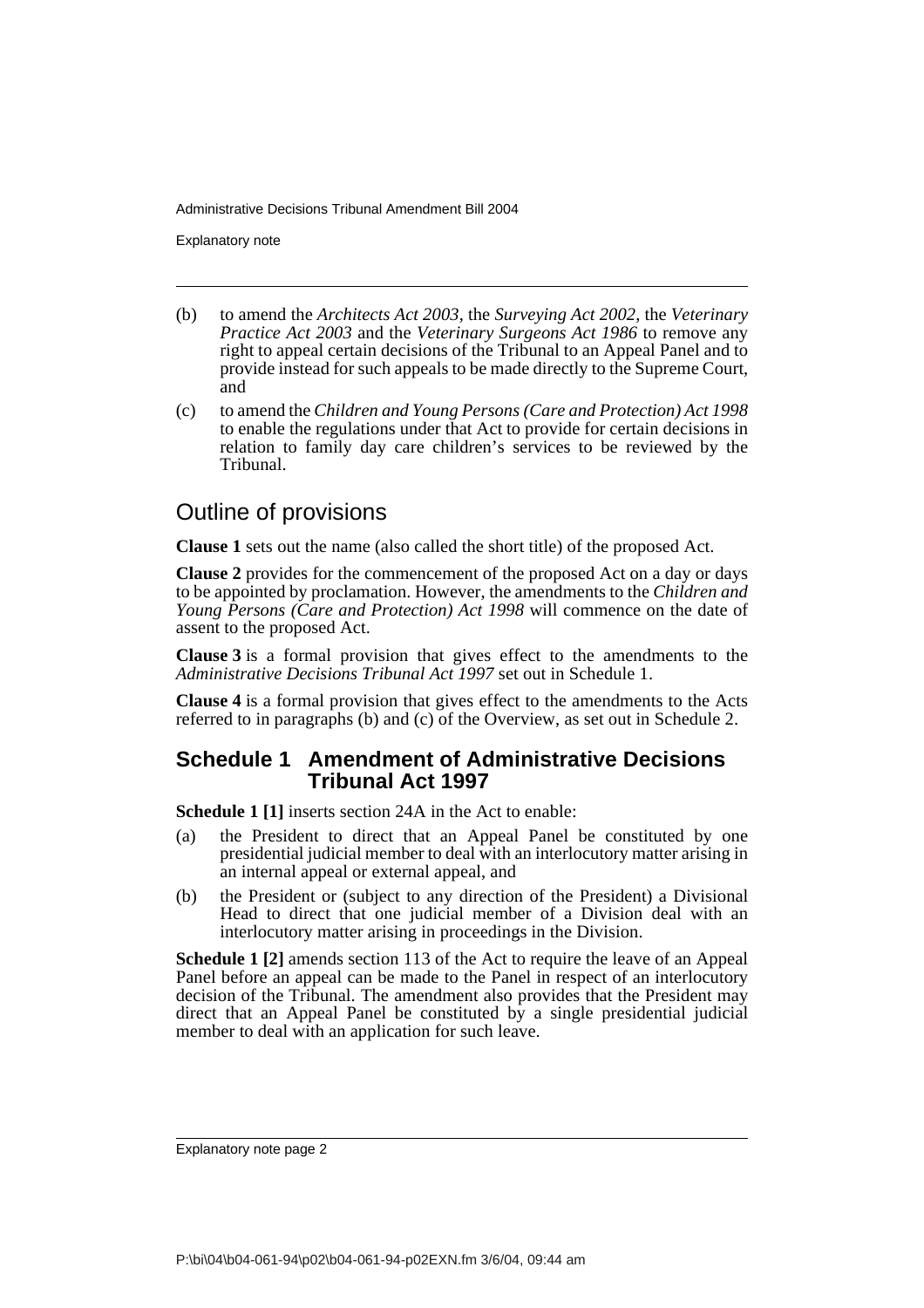(b) to amend the *Architects Act 2003*, the *Surveying Act 2002*, the *Veterinary Practice Act 2003* and the *Veterinary Surgeons Act 1986* to remove any right to appeal certain decisions of the Tribunal to an Appeal Panel and to provide instead for such appeals to be made directly to the Supreme Court, and

(c) to amend the *Children and Young Persons (Care and Protection) Act 1998* to enable the regulations under that Act to provide for certain decisions in relation to family day care children's services to be reviewed by the Tribunal.

## Outline of provisions

**Clause 1** sets out the name (also called the short title) of the proposed Act.

**Clause 2** provides for the commencement of the proposed Act on a day or days to be appointed by proclamation. However, the amendments to the *Children and Young Persons (Care and Protection) Act 1998* will commence on the date of assent to the proposed Act.

**Clause 3** is a formal provision that gives effect to the amendments to the *Administrative Decisions Tribunal Act 1997* set out in Schedule 1.

**Clause 4** is a formal provision that gives effect to the amendments to the Acts referred to in paragraphs (b) and (c) of the Overview, as set out in Schedule 2.

### Schedule 1 Amendment of Administrative Decisions Tribunal Act 1997

**Schedule 1 [1]** inserts section 24A in the Act to enable:

(a) the President to direct that an Appeal Panel be constituted by one presidential judicial member to deal with an interlocutory matter arising in an internal appeal or external appeal, and

(b) the President or (subject to any direction of the President) a Divisional Head to direct that one judicial member of a Division deal with an interlocutory matter arising in proceedings in the Division.

**Schedule 1 [2]** amends section 113 of the Act to require the leave of an Appeal Panel before an appeal can be made to the Panel in respect of an interlocutory decision of the Tribunal. The amendment also provides that the President may direct that an Appeal Panel be constituted by a single presidential judicial member to deal with an application for such leave.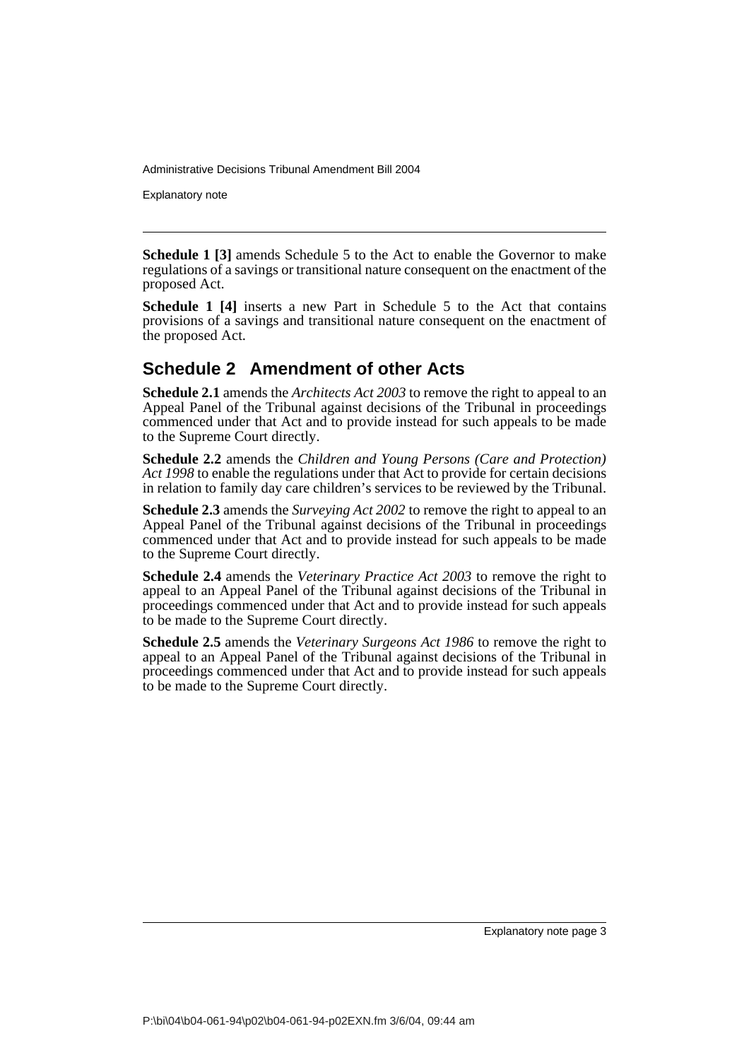**Schedule 1 [3]** amends Schedule 5 to the Act to enable the Governor to make regulations of a savings or transitional nature consequent on the enactment of the proposed Act.

**Schedule 1 [4]** inserts a new Part in Schedule 5 to the Act that contains provisions of a savings and transitional nature consequent on the enactment of the proposed Act.

## Schedule 2 Amendment of other Acts

**Schedule 2.1** amends the *Architects Act 2003* to remove the right to appeal to an Appeal Panel of the Tribunal against decisions of the Tribunal in proceedings commenced under that Act and to provide instead for such appeals to be made to the Supreme Court directly.

**Schedule 2.2** amends the *Children and Young Persons (Care and Protection) Act 1998* to enable the regulations under that Act to provide for certain decisions in relation to family day care children's services to be reviewed by the Tribunal.

**Schedule 2.3** amends the *Surveying Act 2002* to remove the right to appeal to an Appeal Panel of the Tribunal against decisions of the Tribunal in proceedings commenced under that Act and to provide instead for such appeals to be made to the Supreme Court directly.

**Schedule 2.4** amends the *Veterinary Practice Act 2003* to remove the right to appeal to an Appeal Panel of the Tribunal against decisions of the Tribunal in proceedings commenced under that Act and to provide instead for such appeals to be made to the Supreme Court directly.

**Schedule 2.5** amends the *Veterinary Surgeons Act 1986* to remove the right to appeal to an Appeal Panel of the Tribunal against decisions of the Tribunal in proceedings commenced under that Act and to provide instead for such appeals to be made to the Supreme Court directly.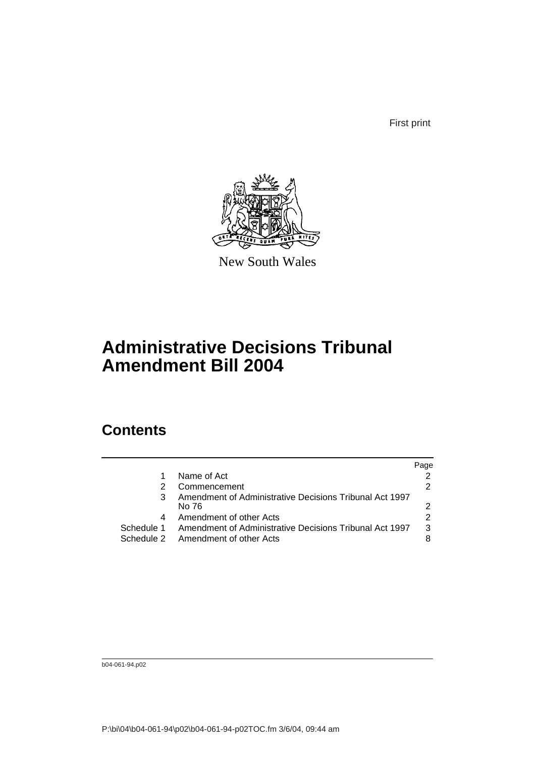First print

New South Wales

# Administrative Decisions Tribunal Amendment Bill 2004

## Contents

| | | Page |
|---|---|---|
| 1 | Name of Act | 2 |
| 2 | Commencement | 2 |
| 3 | Amendment of Administrative Decisions Tribunal Act 1997 No 76 | 2 |
| 4 | Amendment of other Acts | 2 |
| Schedule 1 | Amendment of Administrative Decisions Tribunal Act 1997 | 3 |
| Schedule 2 | Amendment of other Acts | 8 |

b04-061-94.p02

P:\bi\04\b04-061-94\p02\b04-061-94-p02TOC.fm 3/6/04, 09:44 am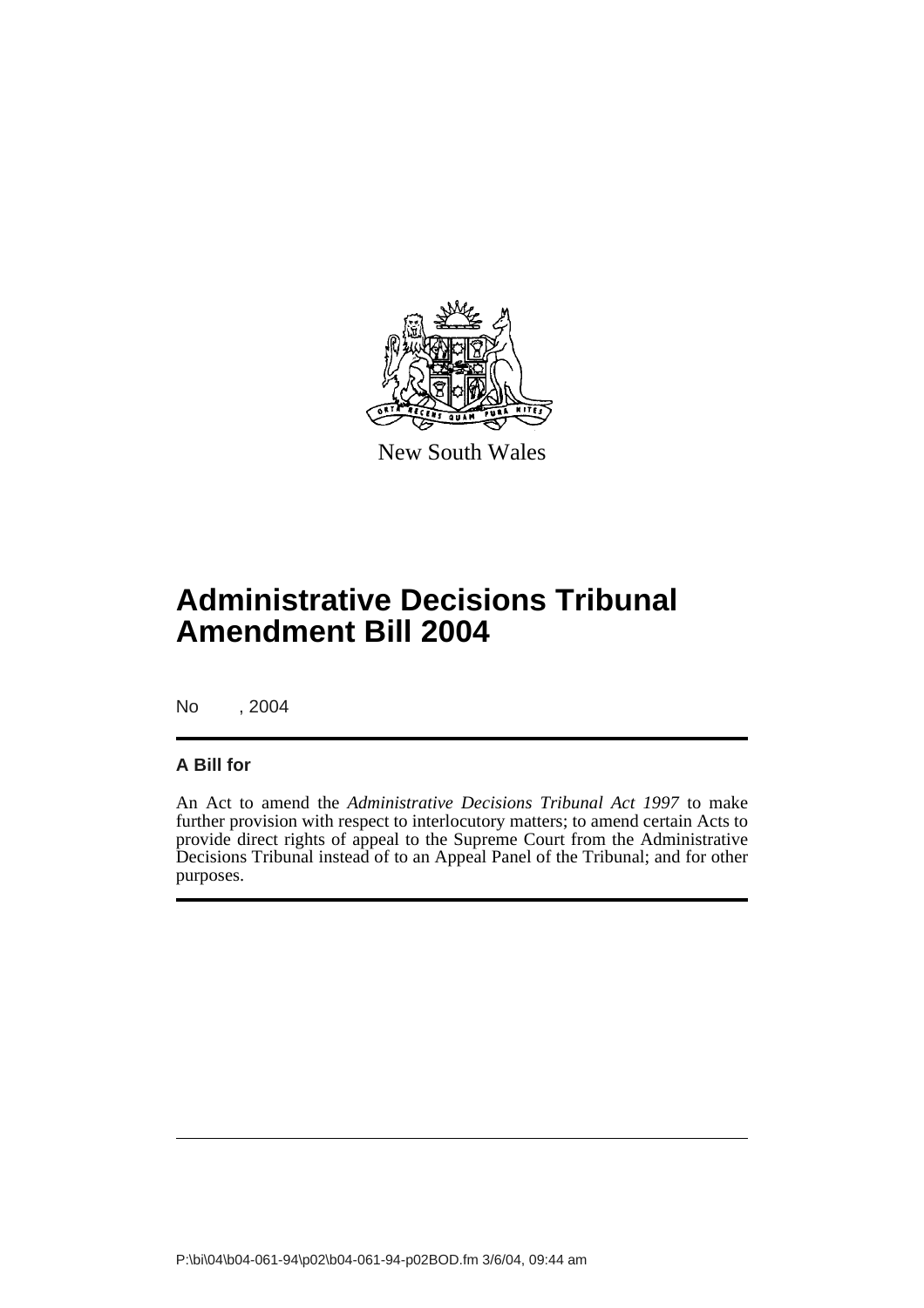New South Wales

# Administrative Decisions Tribunal Amendment Bill 2004

No , 2004

## A Bill for

An Act to amend the *Administrative Decisions Tribunal Act 1997* to make further provision with respect to interlocutory matters; to amend certain Acts to provide direct rights of appeal to the Supreme Court from the Administrative Decisions Tribunal instead of to an Appeal Panel of the Tribunal; and for other purposes.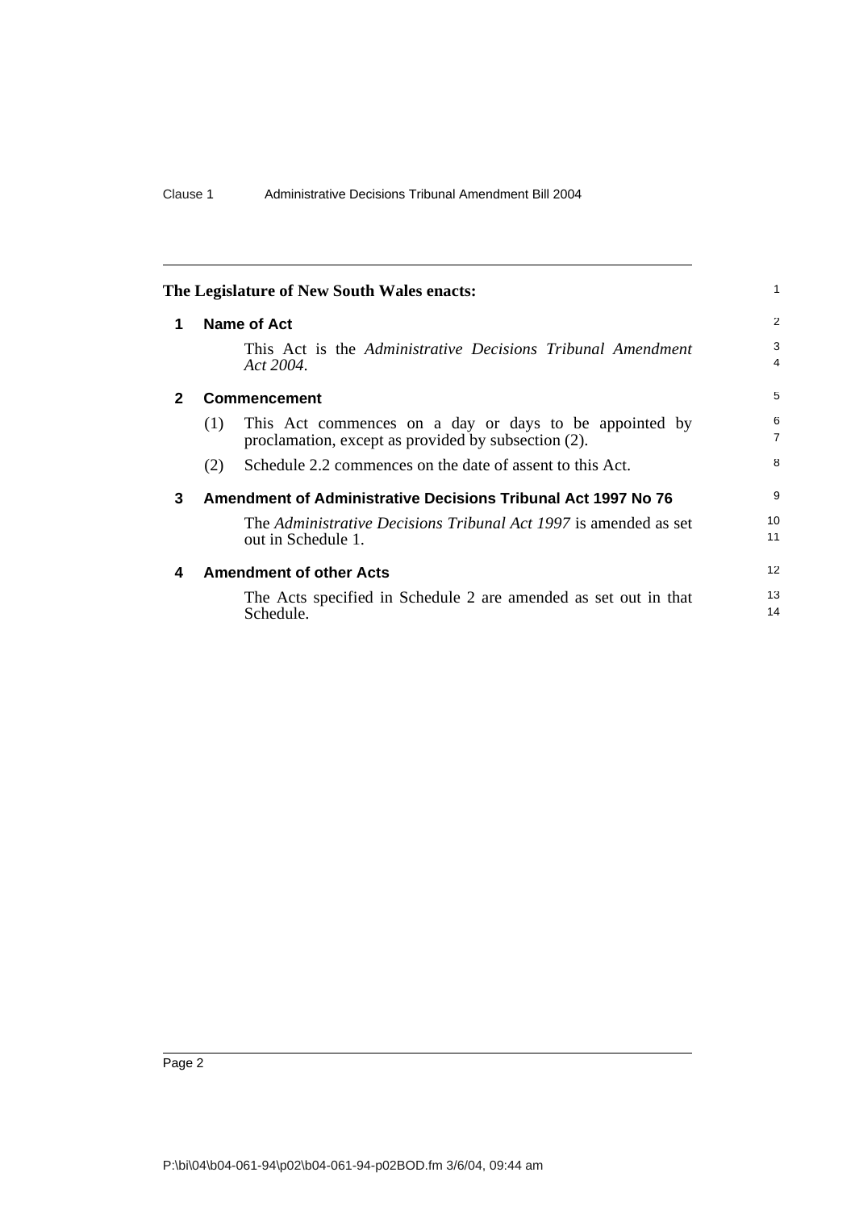The Legislature of New South Wales enacts:

## 1 Name of Act

This Act is the *Administrative Decisions Tribunal Amendment Act 2004*.

## 2 Commencement

(1) This Act commences on a day or days to be appointed by proclamation, except as provided by subsection (2).

(2) Schedule 2.2 commences on the date of assent to this Act.

## 3 Amendment of Administrative Decisions Tribunal Act 1997 No 76

The *Administrative Decisions Tribunal Act 1997* is amended as set out in Schedule 1.

## 4 Amendment of other Acts

The Acts specified in Schedule 2 are amended as set out in that Schedule.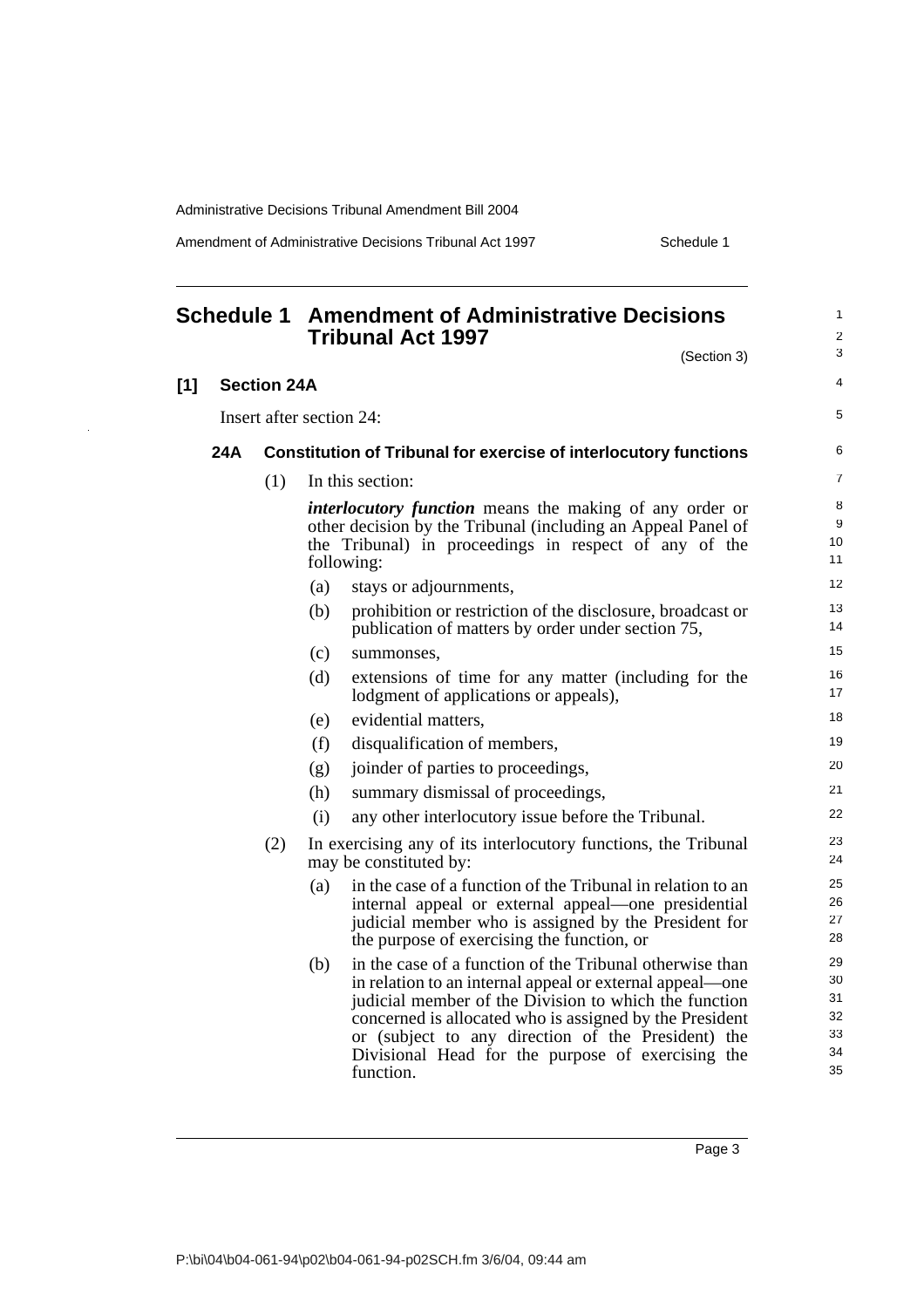# Schedule 1 Amendment of Administrative Decisions Tribunal Act 1997

(Section 3)

## [1] Section 24A

Insert after section 24:

### 24A Constitution of Tribunal for exercise of interlocutory functions

(1) In this section:

***interlocutory function*** means the making of any order or other decision by the Tribunal (including an Appeal Panel of the Tribunal) in proceedings in respect of any of the following:

- (a) stays or adjournments,
- (b) prohibition or restriction of the disclosure, broadcast or publication of matters by order under section 75,
- (c) summonses,
- (d) extensions of time for any matter (including for the lodgment of applications or appeals),
- (e) evidential matters,
- (f) disqualification of members,
- (g) joinder of parties to proceedings,
- (h) summary dismissal of proceedings,
- (i) any other interlocutory issue before the Tribunal.

(2) In exercising any of its interlocutory functions, the Tribunal may be constituted by:

- (a) in the case of a function of the Tribunal in relation to an internal appeal or external appeal—one presidential judicial member who is assigned by the President for the purpose of exercising the function, or
- (b) in the case of a function of the Tribunal otherwise than in relation to an internal appeal or external appeal—one judicial member of the Division to which the function concerned is allocated who is assigned by the President or (subject to any direction of the President) the Divisional Head for the purpose of exercising the function.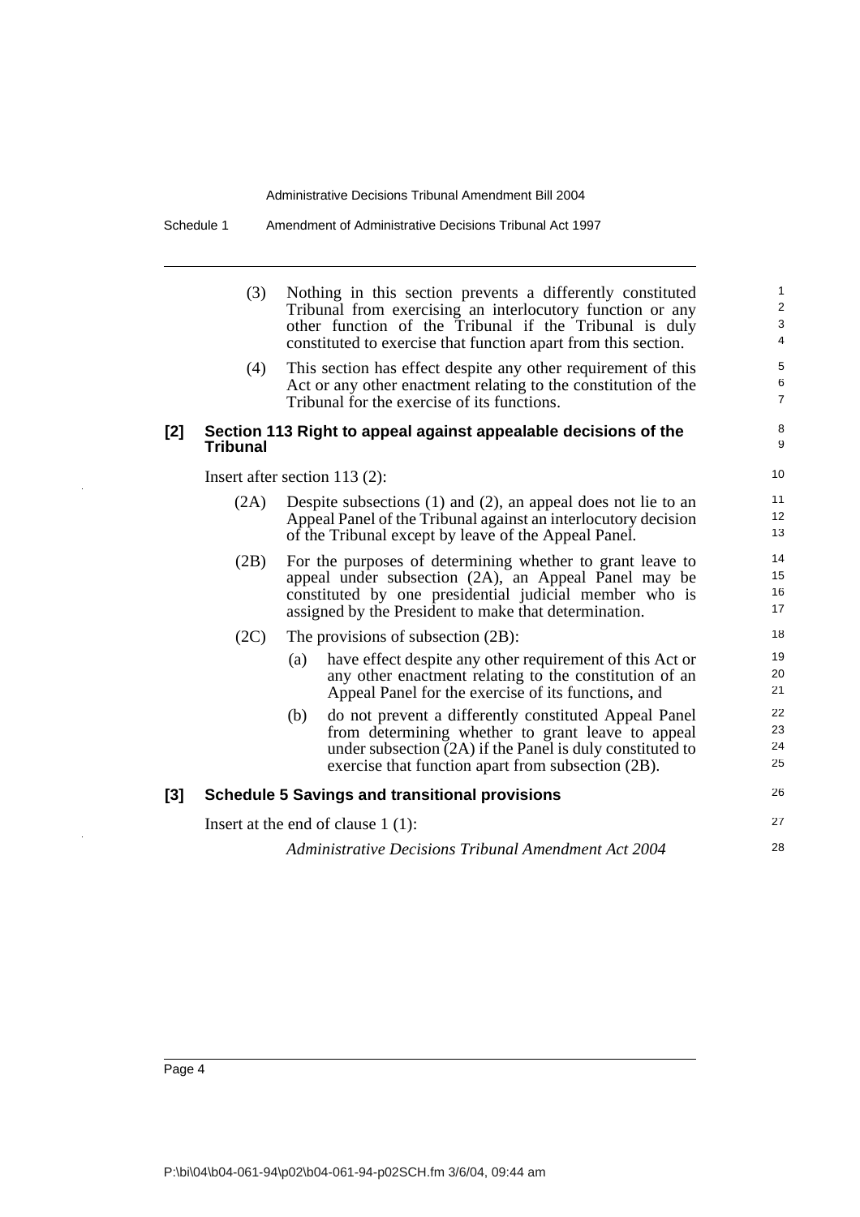(3) Nothing in this section prevents a differently constituted Tribunal from exercising an interlocutory function or any other function of the Tribunal if the Tribunal is duly constituted to exercise that function apart from this section.

(4) This section has effect despite any other requirement of this Act or any other enactment relating to the constitution of the Tribunal for the exercise of its functions.

### [2] Section 113 Right to appeal against appealable decisions of the Tribunal

Insert after section 113 (2):

(2A) Despite subsections (1) and (2), an appeal does not lie to an Appeal Panel of the Tribunal against an interlocutory decision of the Tribunal except by leave of the Appeal Panel.

(2B) For the purposes of determining whether to grant leave to appeal under subsection (2A), an Appeal Panel may be constituted by one presidential judicial member who is assigned by the President to make that determination.

(2C) The provisions of subsection (2B):

- (a) have effect despite any other requirement of this Act or any other enactment relating to the constitution of an Appeal Panel for the exercise of its functions, and
- (b) do not prevent a differently constituted Appeal Panel from determining whether to grant leave to appeal under subsection (2A) if the Panel is duly constituted to exercise that function apart from subsection (2B).

### [3] Schedule 5 Savings and transitional provisions

Insert at the end of clause 1 (1):

*Administrative Decisions Tribunal Amendment Act 2004*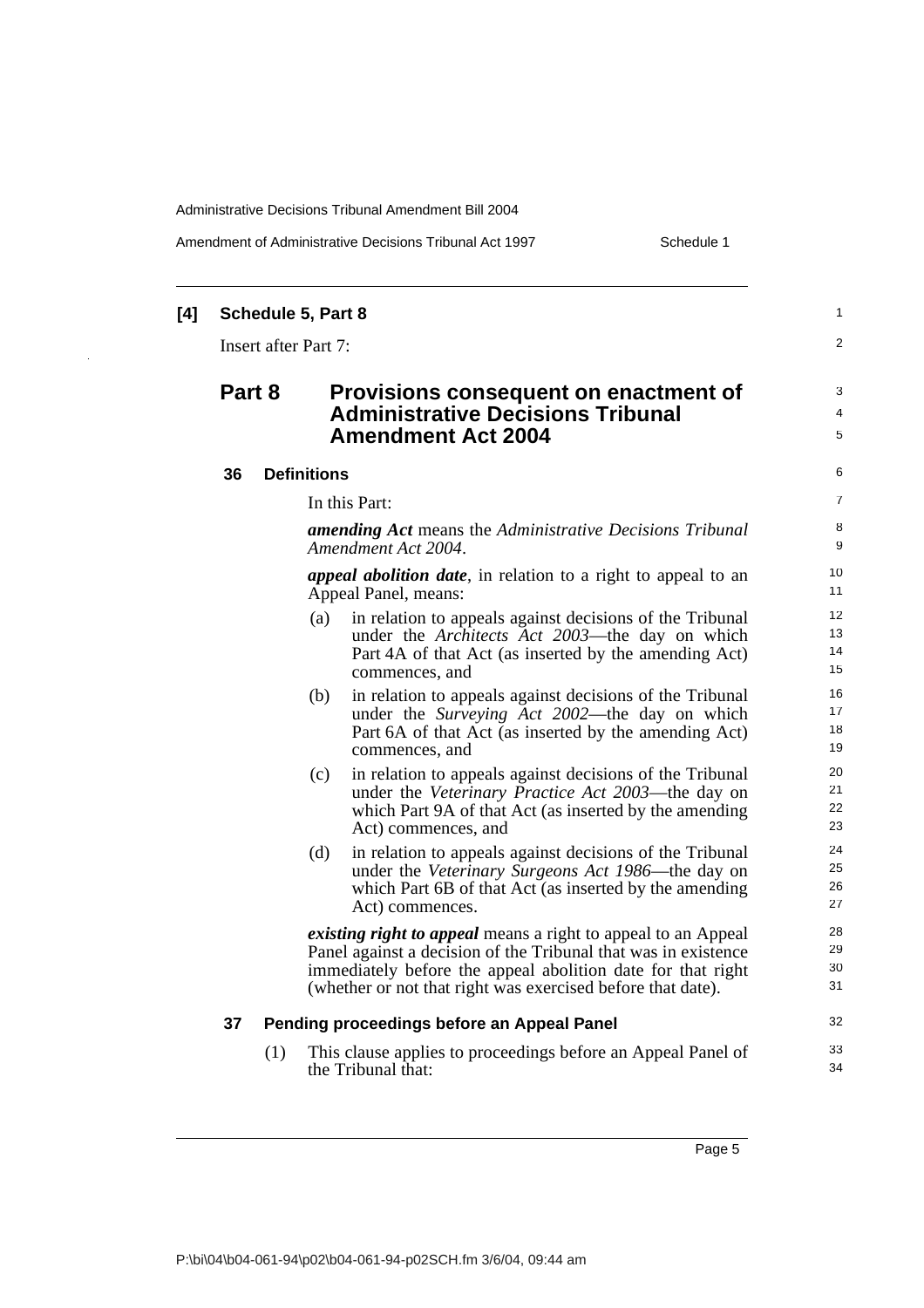**[4] Schedule 5, Part 8**

Insert after Part 7:

## Part 8 Provisions consequent on enactment of Administrative Decisions Tribunal Amendment Act 2004

### 36 Definitions

In this Part:

***amending Act*** means the *Administrative Decisions Tribunal Amendment Act 2004*.

***appeal abolition date***, in relation to a right to appeal to an Appeal Panel, means:

(a) in relation to appeals against decisions of the Tribunal under the *Architects Act 2003*—the day on which Part 4A of that Act (as inserted by the amending Act) commences, and

(b) in relation to appeals against decisions of the Tribunal under the *Surveying Act 2002*—the day on which Part 6A of that Act (as inserted by the amending Act) commences, and

(c) in relation to appeals against decisions of the Tribunal under the *Veterinary Practice Act 2003*—the day on which Part 9A of that Act (as inserted by the amending Act) commences, and

(d) in relation to appeals against decisions of the Tribunal under the *Veterinary Surgeons Act 1986*—the day on which Part 6B of that Act (as inserted by the amending Act) commences.

***existing right to appeal*** means a right to appeal to an Appeal Panel against a decision of the Tribunal that was in existence immediately before the appeal abolition date for that right (whether or not that right was exercised before that date).

### 37 Pending proceedings before an Appeal Panel

(1) This clause applies to proceedings before an Appeal Panel of the Tribunal that: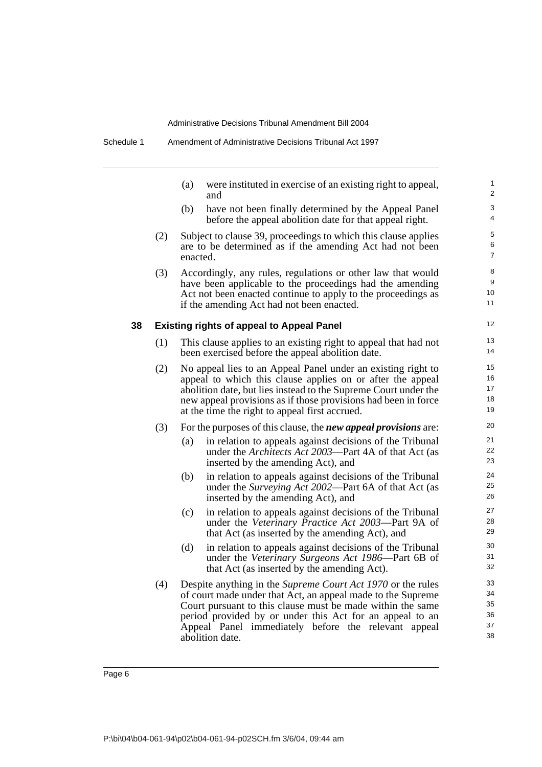(a) were instituted in exercise of an existing right to appeal, and

(b) have not been finally determined by the Appeal Panel before the appeal abolition date for that appeal right.

(2) Subject to clause 39, proceedings to which this clause applies are to be determined as if the amending Act had not been enacted.

(3) Accordingly, any rules, regulations or other law that would have been applicable to the proceedings had the amending Act not been enacted continue to apply to the proceedings as if the amending Act had not been enacted.

### 38 Existing rights of appeal to Appeal Panel

(1) This clause applies to an existing right to appeal that had not been exercised before the appeal abolition date.

(2) No appeal lies to an Appeal Panel under an existing right to appeal to which this clause applies on or after the appeal abolition date, but lies instead to the Supreme Court under the new appeal provisions as if those provisions had been in force at the time the right to appeal first accrued.

(3) For the purposes of this clause, the ***new appeal provisions*** are:

(a) in relation to appeals against decisions of the Tribunal under the *Architects Act 2003*—Part 4A of that Act (as inserted by the amending Act), and

(b) in relation to appeals against decisions of the Tribunal under the *Surveying Act 2002*—Part 6A of that Act (as inserted by the amending Act), and

(c) in relation to appeals against decisions of the Tribunal under the *Veterinary Practice Act 2003*—Part 9A of that Act (as inserted by the amending Act), and

(d) in relation to appeals against decisions of the Tribunal under the *Veterinary Surgeons Act 1986*—Part 6B of that Act (as inserted by the amending Act).

(4) Despite anything in the *Supreme Court Act 1970* or the rules of court made under that Act, an appeal made to the Supreme Court pursuant to this clause must be made within the same period provided by or under this Act for an appeal to an Appeal Panel immediately before the relevant appeal abolition date.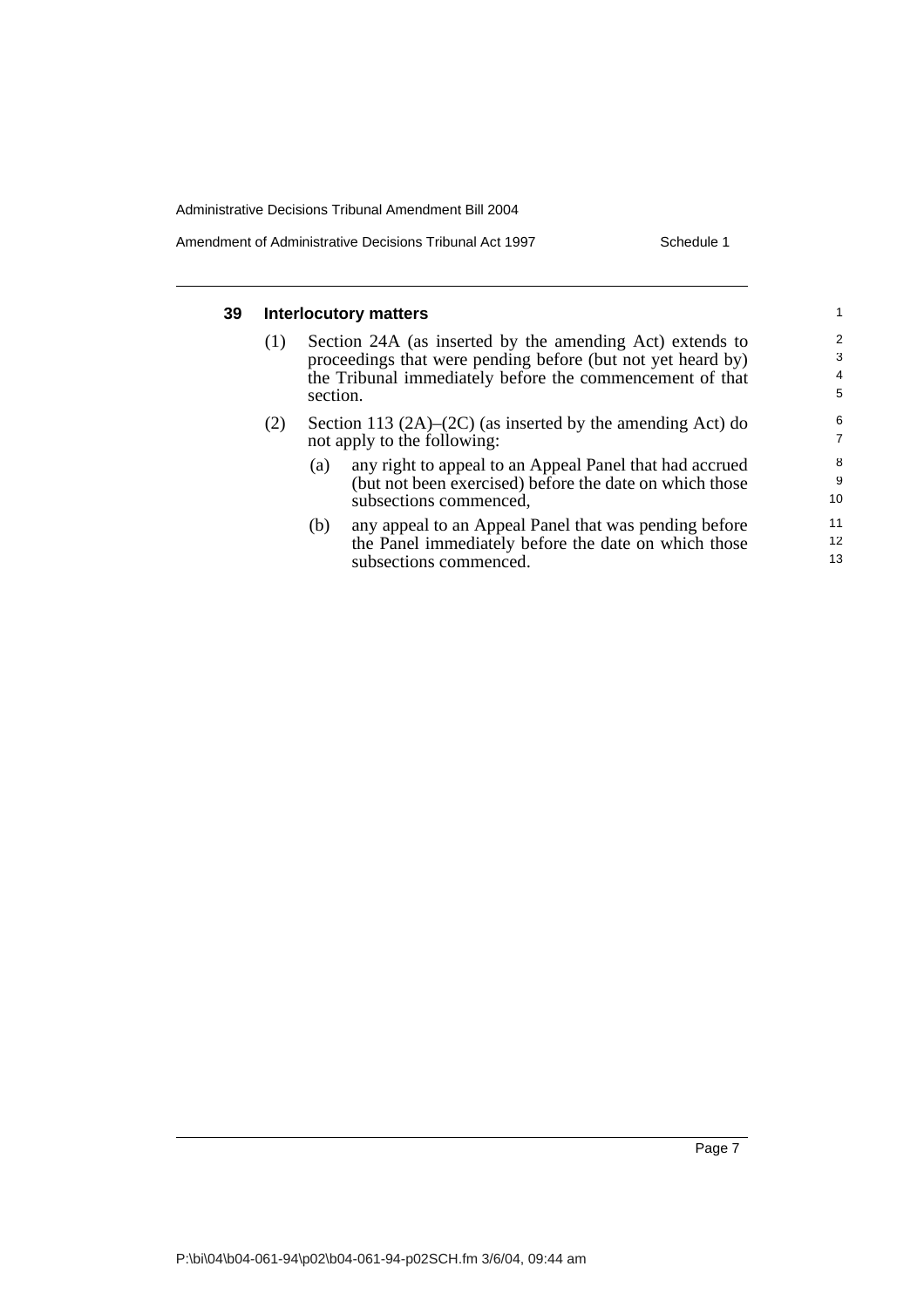### 39 Interlocutory matters

(1) Section 24A (as inserted by the amending Act) extends to proceedings that were pending before (but not yet heard by) the Tribunal immediately before the commencement of that section.

(2) Section 113 (2A)–(2C) (as inserted by the amending Act) do not apply to the following:

- (a) any right to appeal to an Appeal Panel that had accrued (but not been exercised) before the date on which those subsections commenced,
- (b) any appeal to an Appeal Panel that was pending before the Panel immediately before the date on which those subsections commenced.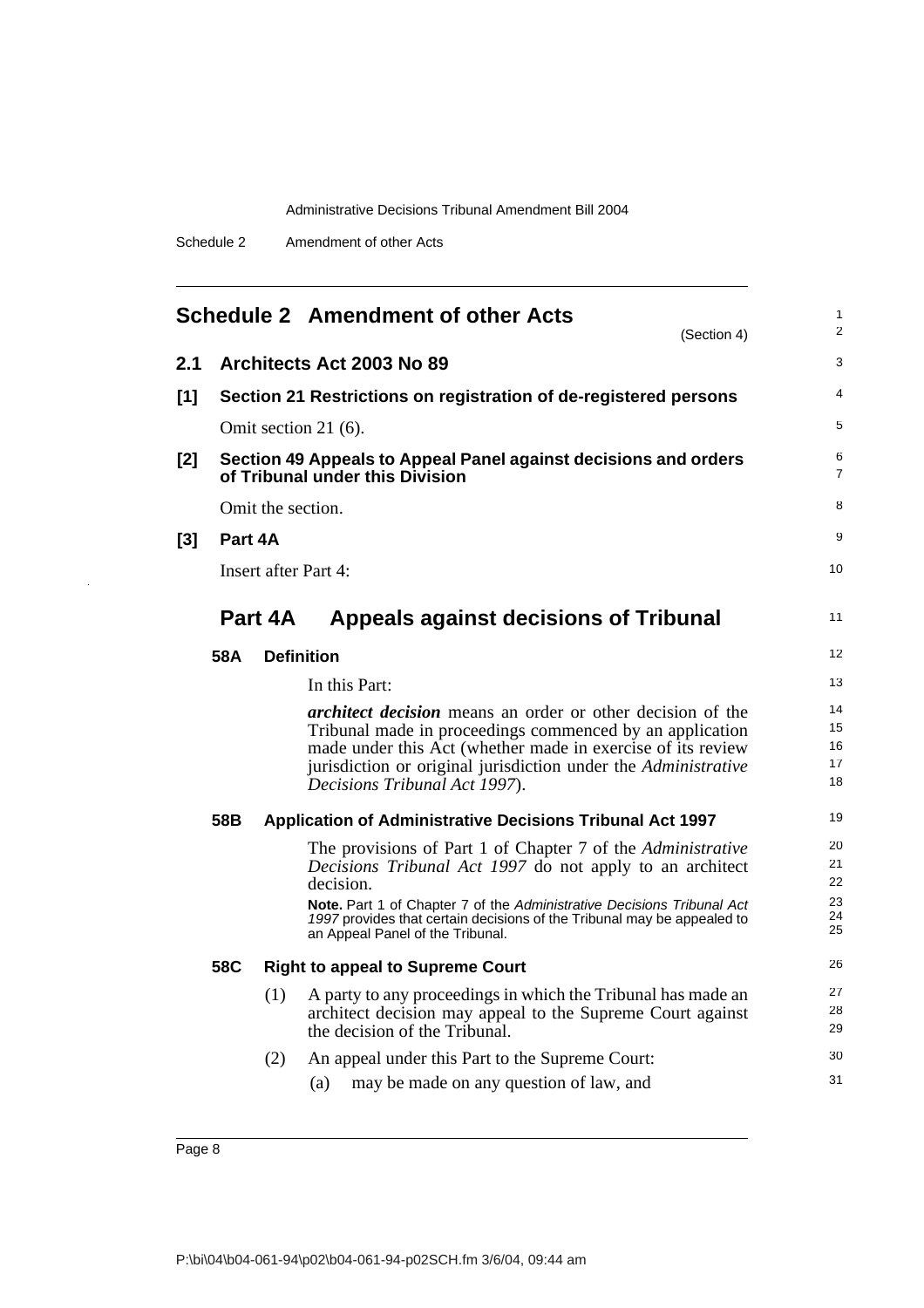## Schedule 2 Amendment of other Acts

(Section 4)

### 2.1 Architects Act 2003 No 89

**[1] Section 21 Restrictions on registration of de-registered persons**

Omit section 21 (6).

**[2] Section 49 Appeals to Appeal Panel against decisions and orders of Tribunal under this Division**

Omit the section.

**[3] Part 4A**

Insert after Part 4:

## Part 4A Appeals against decisions of Tribunal

**58A Definition**

In this Part:

***architect decision*** means an order or other decision of the Tribunal made in proceedings commenced by an application made under this Act (whether made in exercise of its review jurisdiction or original jurisdiction under the *Administrative Decisions Tribunal Act 1997*).

**58B Application of Administrative Decisions Tribunal Act 1997**

The provisions of Part 1 of Chapter 7 of the *Administrative Decisions Tribunal Act 1997* do not apply to an architect decision.

**Note.** Part 1 of Chapter 7 of the *Administrative Decisions Tribunal Act 1997* provides that certain decisions of the Tribunal may be appealed to an Appeal Panel of the Tribunal.

**58C Right to appeal to Supreme Court**

(1) A party to any proceedings in which the Tribunal has made an architect decision may appeal to the Supreme Court against the decision of the Tribunal.

(2) An appeal under this Part to the Supreme Court:

(a) may be made on any question of law, and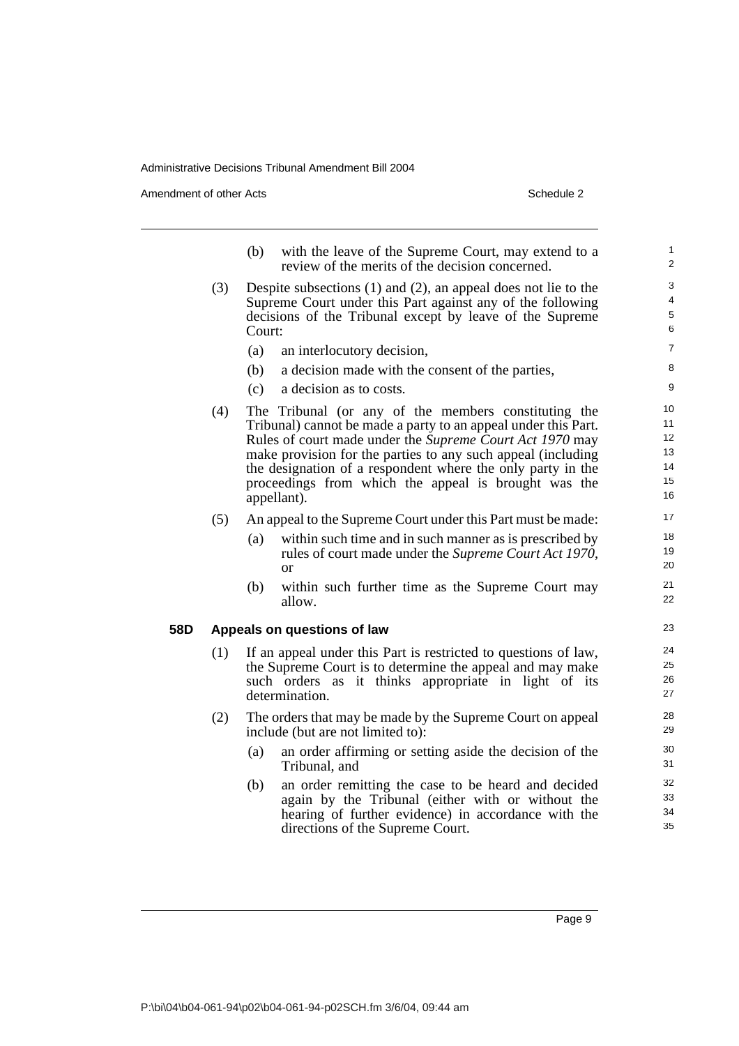(b) with the leave of the Supreme Court, may extend to a review of the merits of the decision concerned.

(3) Despite subsections (1) and (2), an appeal does not lie to the Supreme Court under this Part against any of the following decisions of the Tribunal except by leave of the Supreme Court:

(a) an interlocutory decision,

(b) a decision made with the consent of the parties,

(c) a decision as to costs.

(4) The Tribunal (or any of the members constituting the Tribunal) cannot be made a party to an appeal under this Part. Rules of court made under the *Supreme Court Act 1970* may make provision for the parties to any such appeal (including the designation of a respondent where the only party in the proceedings from which the appeal is brought was the appellant).

(5) An appeal to the Supreme Court under this Part must be made:

(a) within such time and in such manner as is prescribed by rules of court made under the *Supreme Court Act 1970*, or

(b) within such further time as the Supreme Court may allow.

**58D Appeals on questions of law**

(1) If an appeal under this Part is restricted to questions of law, the Supreme Court is to determine the appeal and may make such orders as it thinks appropriate in light of its determination.

(2) The orders that may be made by the Supreme Court on appeal include (but are not limited to):

(a) an order affirming or setting aside the decision of the Tribunal, and

(b) an order remitting the case to be heard and decided again by the Tribunal (either with or without the hearing of further evidence) in accordance with the directions of the Supreme Court.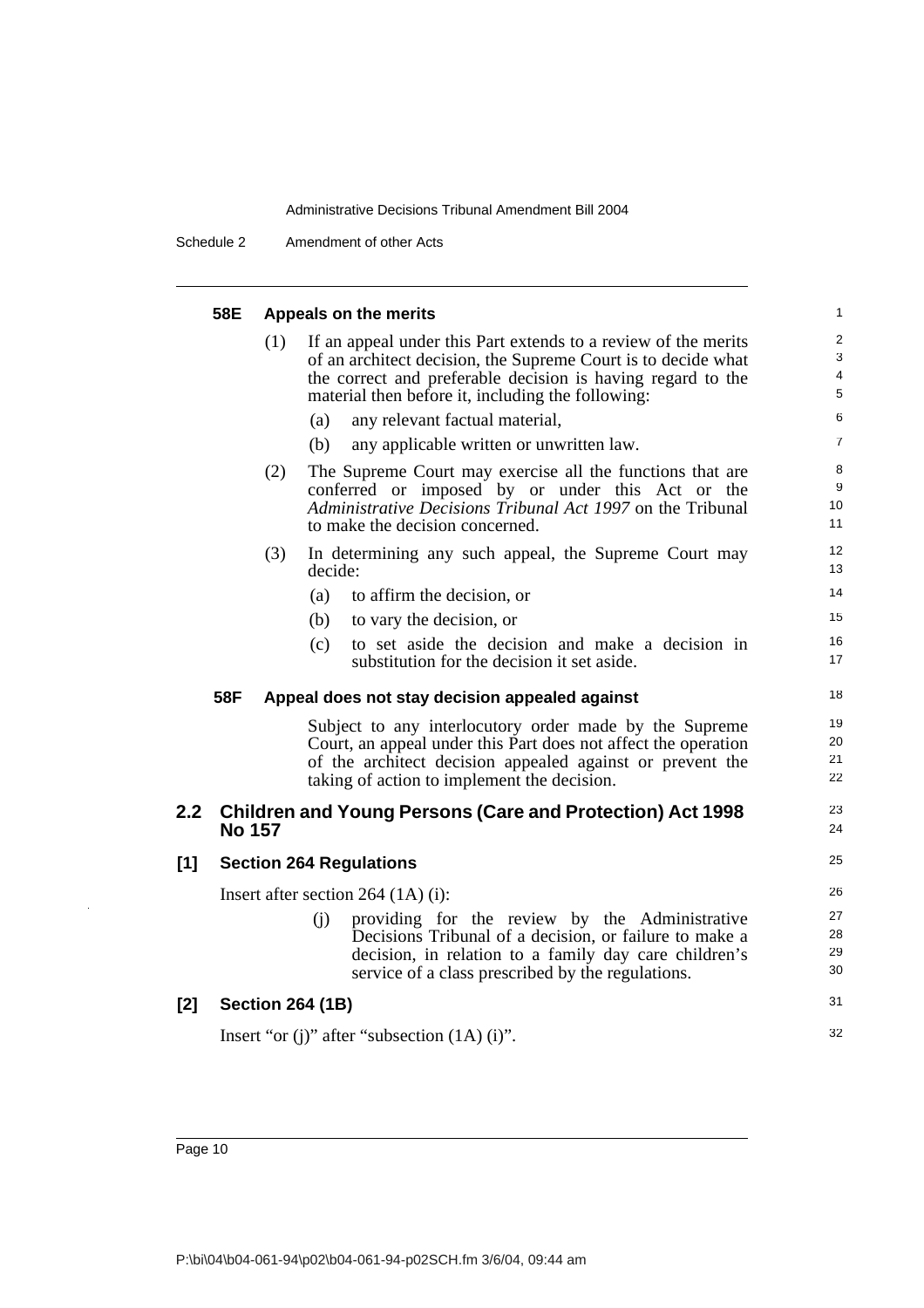#### 58E Appeals on the merits

(1) If an appeal under this Part extends to a review of the merits of an architect decision, the Supreme Court is to decide what the correct and preferable decision is having regard to the material then before it, including the following:

(a) any relevant factual material,

(b) any applicable written or unwritten law.

(2) The Supreme Court may exercise all the functions that are conferred or imposed by or under this Act or the *Administrative Decisions Tribunal Act 1997* on the Tribunal to make the decision concerned.

(3) In determining any such appeal, the Supreme Court may decide:

(a) to affirm the decision, or

(b) to vary the decision, or

(c) to set aside the decision and make a decision in substitution for the decision it set aside.

#### 58F Appeal does not stay decision appealed against

Subject to any interlocutory order made by the Supreme Court, an appeal under this Part does not affect the operation of the architect decision appealed against or prevent the taking of action to implement the decision.

## 2.2 Children and Young Persons (Care and Protection) Act 1998 No 157

### [1] Section 264 Regulations

Insert after section 264 (1A) (i):

(j) providing for the review by the Administrative Decisions Tribunal of a decision, or failure to make a decision, in relation to a family day care children's service of a class prescribed by the regulations.

### [2] Section 264 (1B)

Insert "or (j)" after "subsection (1A) (i)".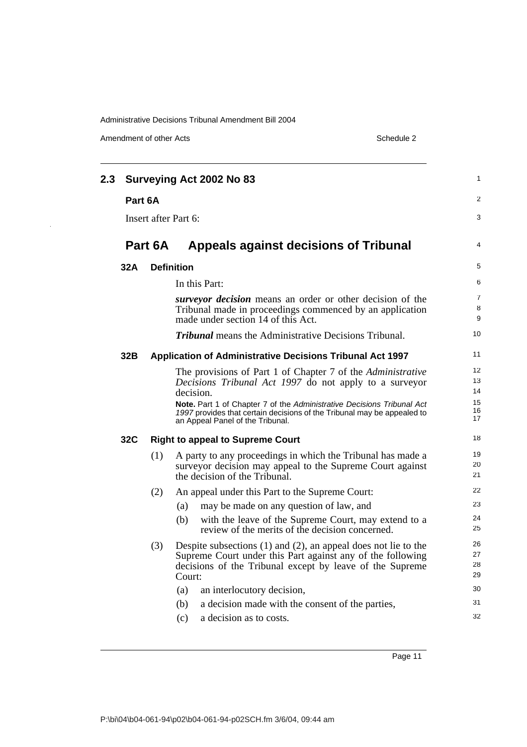## 2.3 Surveying Act 2002 No 83

**Part 6A**

Insert after Part 6:

## Part 6A Appeals against decisions of Tribunal

### 32A Definition

In this Part:

***surveyor decision*** means an order or other decision of the Tribunal made in proceedings commenced by an application made under section 14 of this Act.

***Tribunal*** means the Administrative Decisions Tribunal.

### 32B Application of Administrative Decisions Tribunal Act 1997

The provisions of Part 1 of Chapter 7 of the *Administrative Decisions Tribunal Act 1997* do not apply to a surveyor decision.

**Note.** Part 1 of Chapter 7 of the *Administrative Decisions Tribunal Act 1997* provides that certain decisions of the Tribunal may be appealed to an Appeal Panel of the Tribunal.

### 32C Right to appeal to Supreme Court

(1) A party to any proceedings in which the Tribunal has made a surveyor decision may appeal to the Supreme Court against the decision of the Tribunal.

(2) An appeal under this Part to the Supreme Court:

- (a) may be made on any question of law, and
- (b) with the leave of the Supreme Court, may extend to a review of the merits of the decision concerned.

(3) Despite subsections (1) and (2), an appeal does not lie to the Supreme Court under this Part against any of the following decisions of the Tribunal except by leave of the Supreme Court:

- (a) an interlocutory decision,
- (b) a decision made with the consent of the parties,
- (c) a decision as to costs.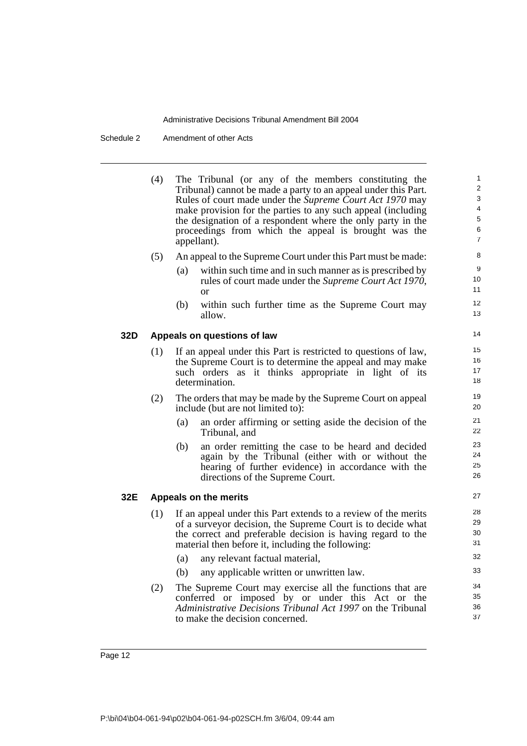(4) The Tribunal (or any of the members constituting the Tribunal) cannot be made a party to an appeal under this Part. Rules of court made under the *Supreme Court Act 1970* may make provision for the parties to any such appeal (including the designation of a respondent where the only party in the proceedings from which the appeal is brought was the appellant).

(5) An appeal to the Supreme Court under this Part must be made:

(a) within such time and in such manner as is prescribed by rules of court made under the *Supreme Court Act 1970*, or

(b) within such further time as the Supreme Court may allow.

**32D Appeals on questions of law**

(1) If an appeal under this Part is restricted to questions of law, the Supreme Court is to determine the appeal and may make such orders as it thinks appropriate in light of its determination.

(2) The orders that may be made by the Supreme Court on appeal include (but are not limited to):

(a) an order affirming or setting aside the decision of the Tribunal, and

(b) an order remitting the case to be heard and decided again by the Tribunal (either with or without the hearing of further evidence) in accordance with the directions of the Supreme Court.

**32E Appeals on the merits**

(1) If an appeal under this Part extends to a review of the merits of a surveyor decision, the Supreme Court is to decide what the correct and preferable decision is having regard to the material then before it, including the following:

(a) any relevant factual material,

(b) any applicable written or unwritten law.

(2) The Supreme Court may exercise all the functions that are conferred or imposed by or under this Act or the *Administrative Decisions Tribunal Act 1997* on the Tribunal to make the decision concerned.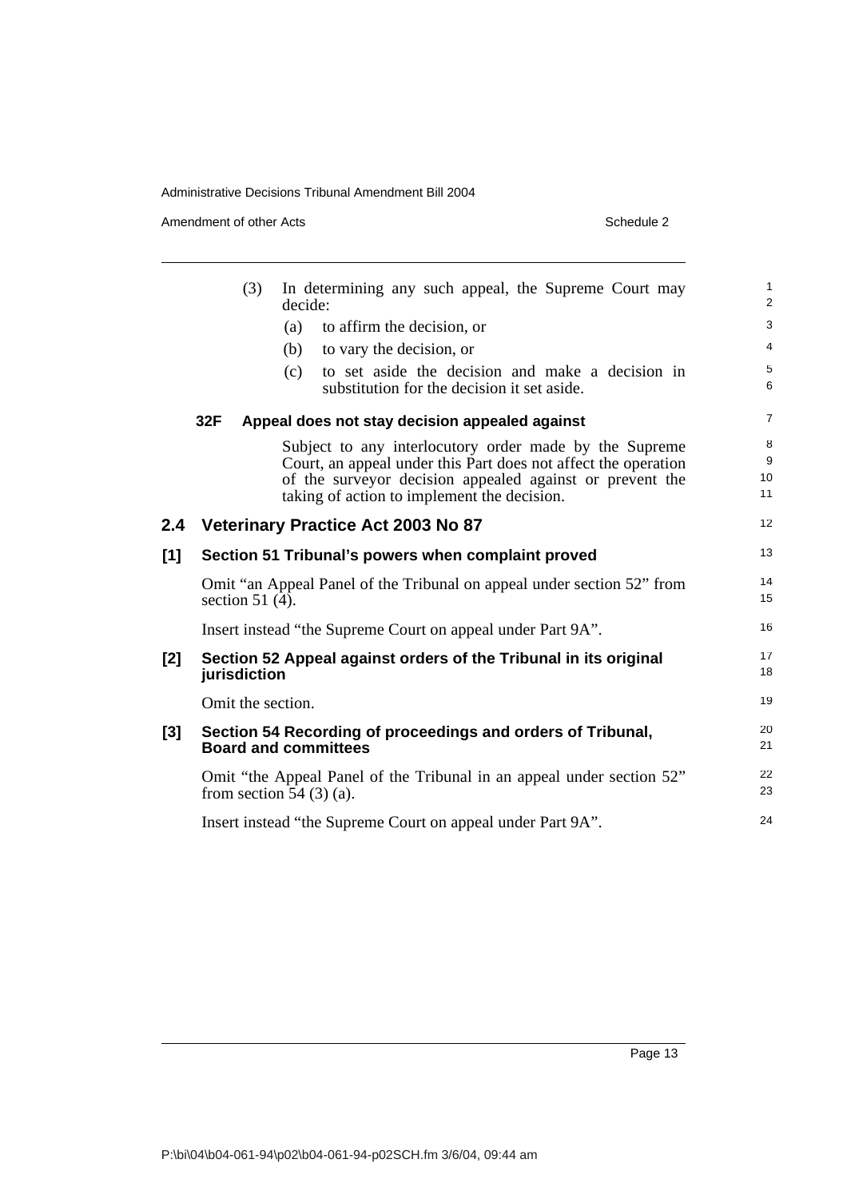(3) In determining any such appeal, the Supreme Court may decide:

(a) to affirm the decision, or

(b) to vary the decision, or

(c) to set aside the decision and make a decision in substitution for the decision it set aside.

**32F Appeal does not stay decision appealed against**

Subject to any interlocutory order made by the Supreme Court, an appeal under this Part does not affect the operation of the surveyor decision appealed against or prevent the taking of action to implement the decision.

## 2.4 Veterinary Practice Act 2003 No 87

### [1] Section 51 Tribunal's powers when complaint proved

Omit "an Appeal Panel of the Tribunal on appeal under section 52" from section 51 (4).

Insert instead "the Supreme Court on appeal under Part 9A".

### [2] Section 52 Appeal against orders of the Tribunal in its original jurisdiction

Omit the section.

### [3] Section 54 Recording of proceedings and orders of Tribunal, Board and committees

Omit "the Appeal Panel of the Tribunal in an appeal under section 52" from section 54 (3) (a).

Insert instead "the Supreme Court on appeal under Part 9A".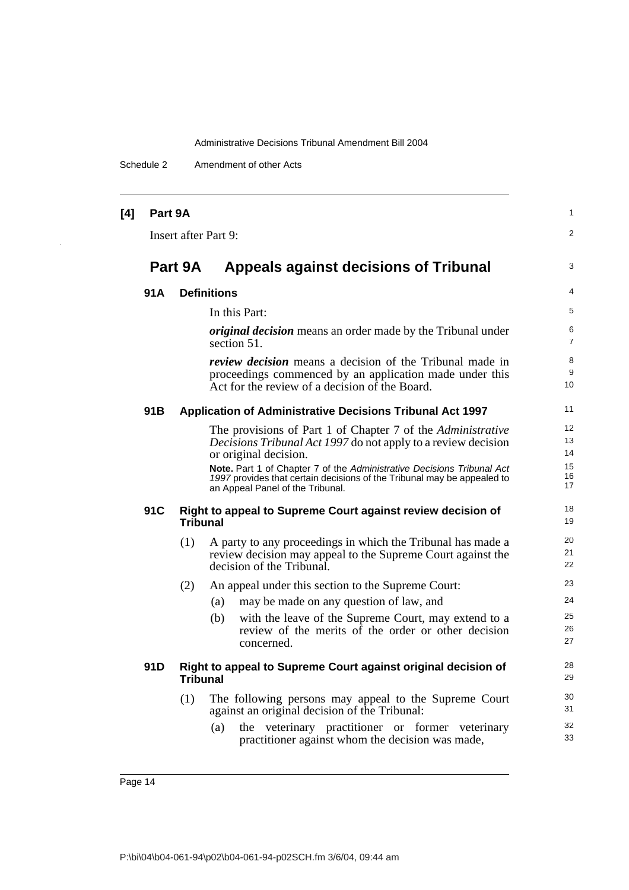**[4] Part 9A**

Insert after Part 9:

## Part 9A Appeals against decisions of Tribunal

### 91A Definitions

In this Part:

***original decision*** means an order made by the Tribunal under section 51.

***review decision*** means a decision of the Tribunal made in proceedings commenced by an application made under this Act for the review of a decision of the Board.

### 91B Application of Administrative Decisions Tribunal Act 1997

The provisions of Part 1 of Chapter 7 of the *Administrative Decisions Tribunal Act 1997* do not apply to a review decision or original decision.

**Note.** Part 1 of Chapter 7 of the *Administrative Decisions Tribunal Act 1997* provides that certain decisions of the Tribunal may be appealed to an Appeal Panel of the Tribunal.

### 91C Right to appeal to Supreme Court against review decision of Tribunal

(1) A party to any proceedings in which the Tribunal has made a review decision may appeal to the Supreme Court against the decision of the Tribunal.

(2) An appeal under this section to the Supreme Court:

(a) may be made on any question of law, and

(b) with the leave of the Supreme Court, may extend to a review of the merits of the order or other decision concerned.

### 91D Right to appeal to Supreme Court against original decision of Tribunal

(1) The following persons may appeal to the Supreme Court against an original decision of the Tribunal:

(a) the veterinary practitioner or former veterinary practitioner against whom the decision was made,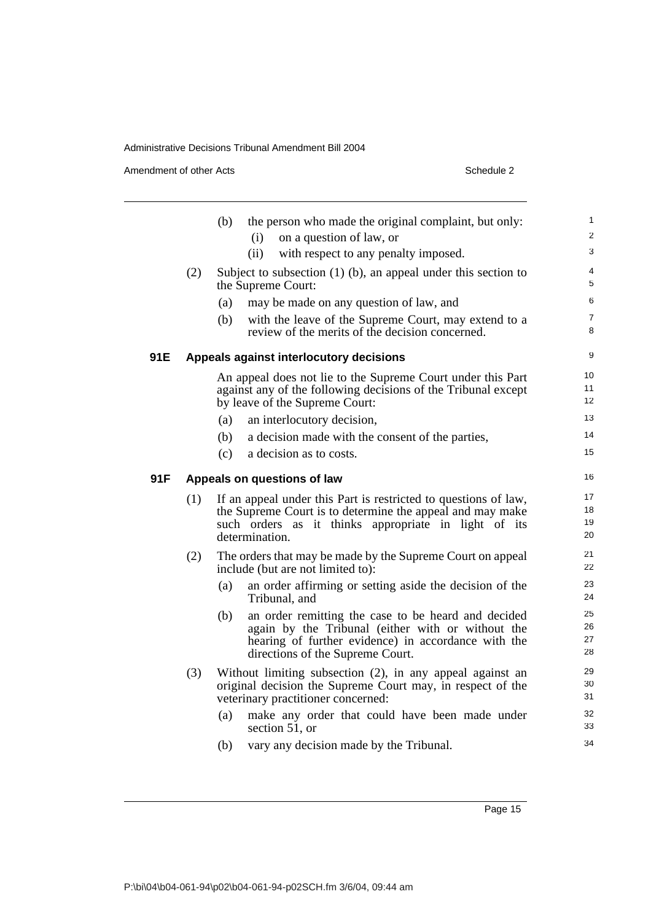(b) the person who made the original complaint, but only:

   (i) on a question of law, or

   (ii) with respect to any penalty imposed.

(2) Subject to subsection (1) (b), an appeal under this section to the Supreme Court:

   (a) may be made on any question of law, and

   (b) with the leave of the Supreme Court, may extend to a review of the merits of the decision concerned.

### 91E Appeals against interlocutory decisions

An appeal does not lie to the Supreme Court under this Part against any of the following decisions of the Tribunal except by leave of the Supreme Court:

(a) an interlocutory decision,

(b) a decision made with the consent of the parties,

(c) a decision as to costs.

### 91F Appeals on questions of law

(1) If an appeal under this Part is restricted to questions of law, the Supreme Court is to determine the appeal and may make such orders as it thinks appropriate in light of its determination.

(2) The orders that may be made by the Supreme Court on appeal include (but are not limited to):

   (a) an order affirming or setting aside the decision of the Tribunal, and

   (b) an order remitting the case to be heard and decided again by the Tribunal (either with or without the hearing of further evidence) in accordance with the directions of the Supreme Court.

(3) Without limiting subsection (2), in any appeal against an original decision the Supreme Court may, in respect of the veterinary practitioner concerned:

   (a) make any order that could have been made under section 51, or

   (b) vary any decision made by the Tribunal.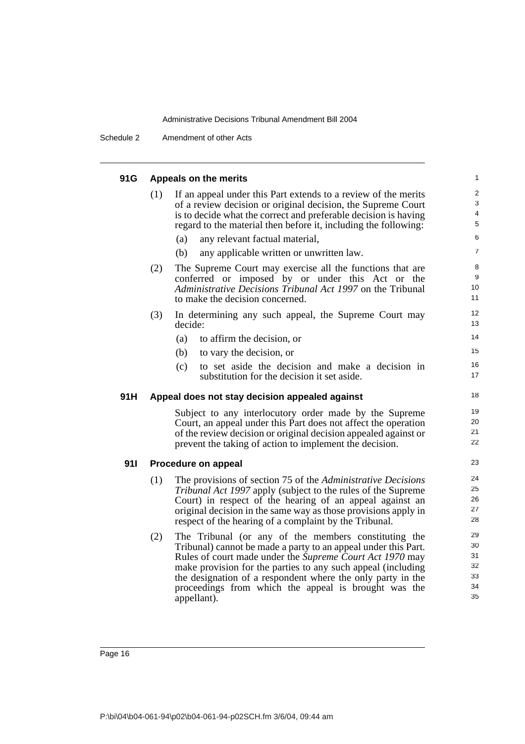#### 91G Appeals on the merits

(1) If an appeal under this Part extends to a review of the merits of a review decision or original decision, the Supreme Court is to decide what the correct and preferable decision is having regard to the material then before it, including the following:

(a) any relevant factual material,

(b) any applicable written or unwritten law.

(2) The Supreme Court may exercise all the functions that are conferred or imposed by or under this Act or the *Administrative Decisions Tribunal Act 1997* on the Tribunal to make the decision concerned.

(3) In determining any such appeal, the Supreme Court may decide:

(a) to affirm the decision, or

(b) to vary the decision, or

(c) to set aside the decision and make a decision in substitution for the decision it set aside.

#### 91H Appeal does not stay decision appealed against

Subject to any interlocutory order made by the Supreme Court, an appeal under this Part does not affect the operation of the review decision or original decision appealed against or prevent the taking of action to implement the decision.

#### 91I Procedure on appeal

(1) The provisions of section 75 of the *Administrative Decisions Tribunal Act 1997* apply (subject to the rules of the Supreme Court) in respect of the hearing of an appeal against an original decision in the same way as those provisions apply in respect of the hearing of a complaint by the Tribunal.

(2) The Tribunal (or any of the members constituting the Tribunal) cannot be made a party to an appeal under this Part. Rules of court made under the *Supreme Court Act 1970* may make provision for the parties to any such appeal (including the designation of a respondent where the only party in the proceedings from which the appeal is brought was the appellant).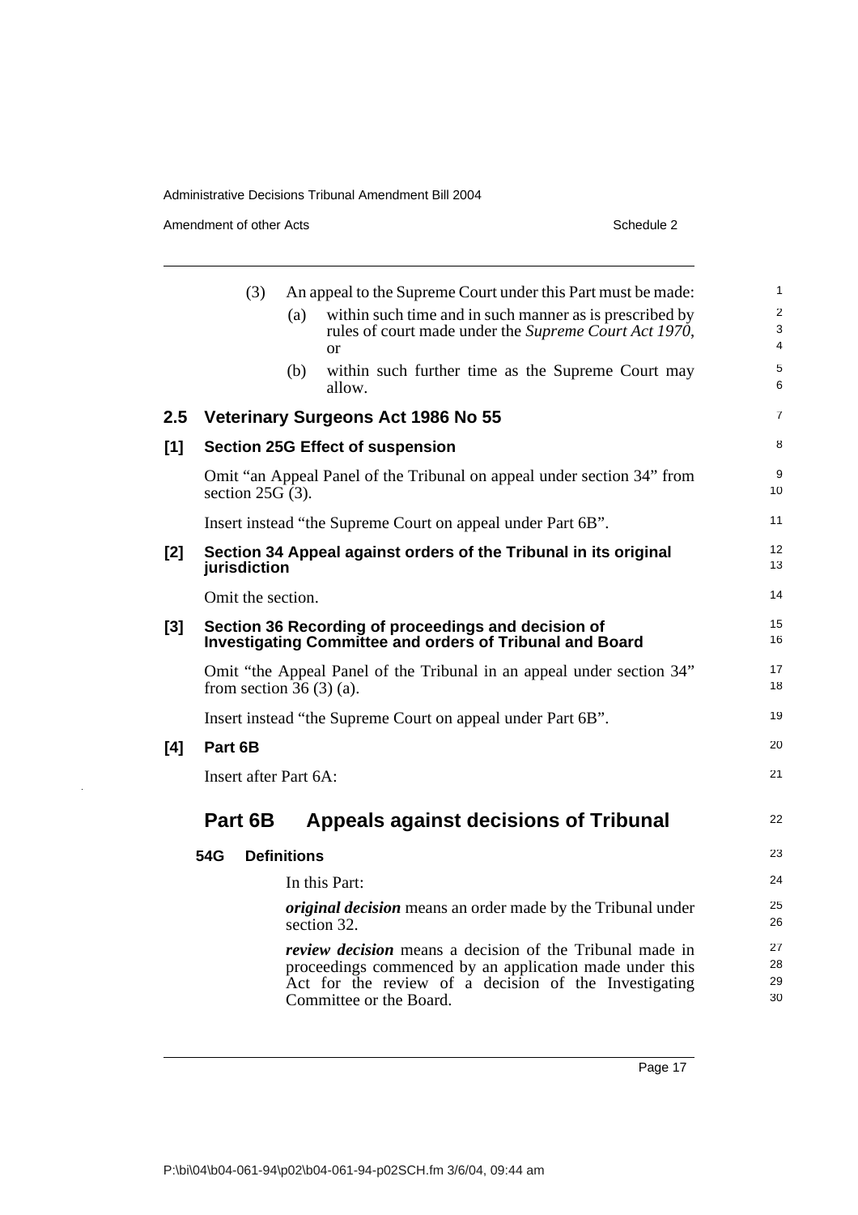(3) An appeal to the Supreme Court under this Part must be made:

(a) within such time and in such manner as is prescribed by rules of court made under the *Supreme Court Act 1970*, or

(b) within such further time as the Supreme Court may allow.

## 2.5 Veterinary Surgeons Act 1986 No 55

### [1] Section 25G Effect of suspension

Omit "an Appeal Panel of the Tribunal on appeal under section 34" from section 25G (3).

Insert instead "the Supreme Court on appeal under Part 6B".

### [2] Section 34 Appeal against orders of the Tribunal in its original jurisdiction

Omit the section.

### [3] Section 36 Recording of proceedings and decision of Investigating Committee and orders of Tribunal and Board

Omit "the Appeal Panel of the Tribunal in an appeal under section 34" from section 36 (3) (a).

Insert instead "the Supreme Court on appeal under Part 6B".

### [4] Part 6B

Insert after Part 6A:

## Part 6B Appeals against decisions of Tribunal

### 54G Definitions

In this Part:

***original decision*** means an order made by the Tribunal under section 32.

***review decision*** means a decision of the Tribunal made in proceedings commenced by an application made under this Act for the review of a decision of the Investigating Committee or the Board.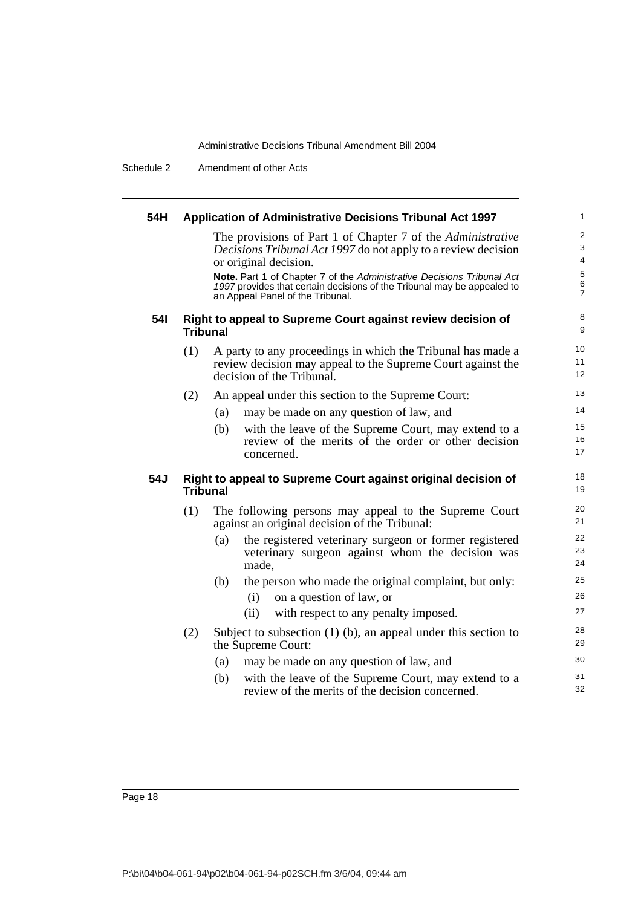**54H Application of Administrative Decisions Tribunal Act 1997**

The provisions of Part 1 of Chapter 7 of the *Administrative Decisions Tribunal Act 1997* do not apply to a review decision or original decision.

**Note.** Part 1 of Chapter 7 of the *Administrative Decisions Tribunal Act 1997* provides that certain decisions of the Tribunal may be appealed to an Appeal Panel of the Tribunal.

**54I Right to appeal to Supreme Court against review decision of Tribunal**

(1) A party to any proceedings in which the Tribunal has made a review decision may appeal to the Supreme Court against the decision of the Tribunal.

(2) An appeal under this section to the Supreme Court:

(a) may be made on any question of law, and

(b) with the leave of the Supreme Court, may extend to a review of the merits of the order or other decision concerned.

**54J Right to appeal to Supreme Court against original decision of Tribunal**

(1) The following persons may appeal to the Supreme Court against an original decision of the Tribunal:

(a) the registered veterinary surgeon or former registered veterinary surgeon against whom the decision was made,

(b) the person who made the original complaint, but only:

(i) on a question of law, or

(ii) with respect to any penalty imposed.

(2) Subject to subsection (1) (b), an appeal under this section to the Supreme Court:

(a) may be made on any question of law, and

(b) with the leave of the Supreme Court, may extend to a review of the merits of the decision concerned.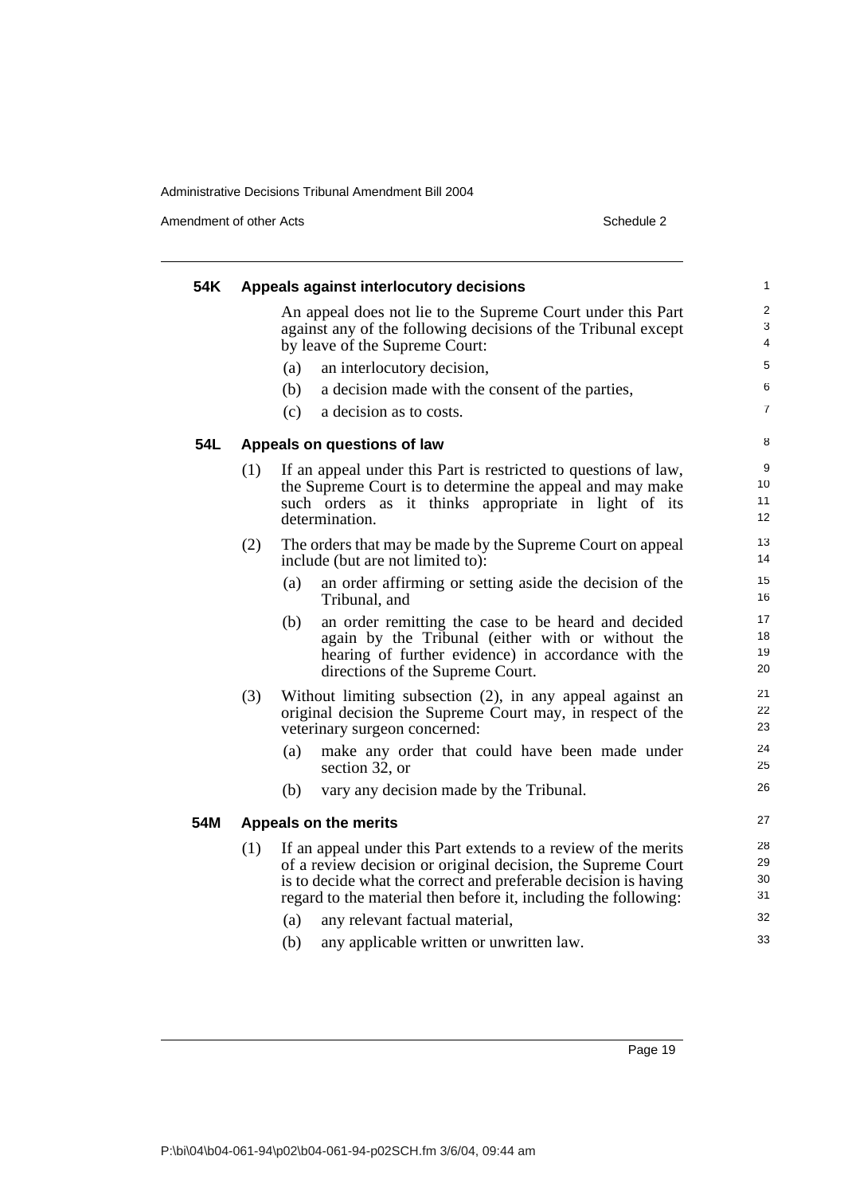### 54K Appeals against interlocutory decisions

An appeal does not lie to the Supreme Court under this Part against any of the following decisions of the Tribunal except by leave of the Supreme Court:

(a) an interlocutory decision,

(b) a decision made with the consent of the parties,

(c) a decision as to costs.

### 54L Appeals on questions of law

(1) If an appeal under this Part is restricted to questions of law, the Supreme Court is to determine the appeal and may make such orders as it thinks appropriate in light of its determination.

(2) The orders that may be made by the Supreme Court on appeal include (but are not limited to):

(a) an order affirming or setting aside the decision of the Tribunal, and

(b) an order remitting the case to be heard and decided again by the Tribunal (either with or without the hearing of further evidence) in accordance with the directions of the Supreme Court.

(3) Without limiting subsection (2), in any appeal against an original decision the Supreme Court may, in respect of the veterinary surgeon concerned:

(a) make any order that could have been made under section 32, or

(b) vary any decision made by the Tribunal.

### 54M Appeals on the merits

(1) If an appeal under this Part extends to a review of the merits of a review decision or original decision, the Supreme Court is to decide what the correct and preferable decision is having regard to the material then before it, including the following:

(a) any relevant factual material,

(b) any applicable written or unwritten law.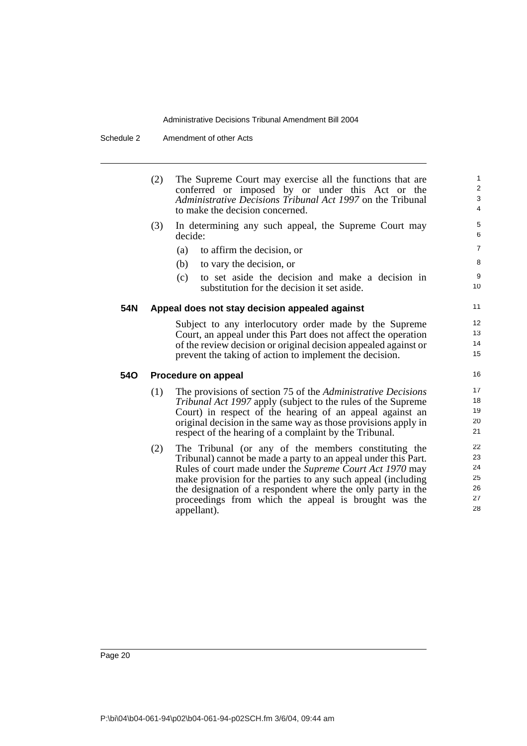(2) The Supreme Court may exercise all the functions that are conferred or imposed by or under this Act or the *Administrative Decisions Tribunal Act 1997* on the Tribunal to make the decision concerned.

(3) In determining any such appeal, the Supreme Court may decide:

(a) to affirm the decision, or

(b) to vary the decision, or

(c) to set aside the decision and make a decision in substitution for the decision it set aside.

**54N Appeal does not stay decision appealed against**

Subject to any interlocutory order made by the Supreme Court, an appeal under this Part does not affect the operation of the review decision or original decision appealed against or prevent the taking of action to implement the decision.

**54O Procedure on appeal**

(1) The provisions of section 75 of the *Administrative Decisions Tribunal Act 1997* apply (subject to the rules of the Supreme Court) in respect of the hearing of an appeal against an original decision in the same way as those provisions apply in respect of the hearing of a complaint by the Tribunal.

(2) The Tribunal (or any of the members constituting the Tribunal) cannot be made a party to an appeal under this Part. Rules of court made under the *Supreme Court Act 1970* may make provision for the parties to any such appeal (including the designation of a respondent where the only party in the proceedings from which the appeal is brought was the appellant).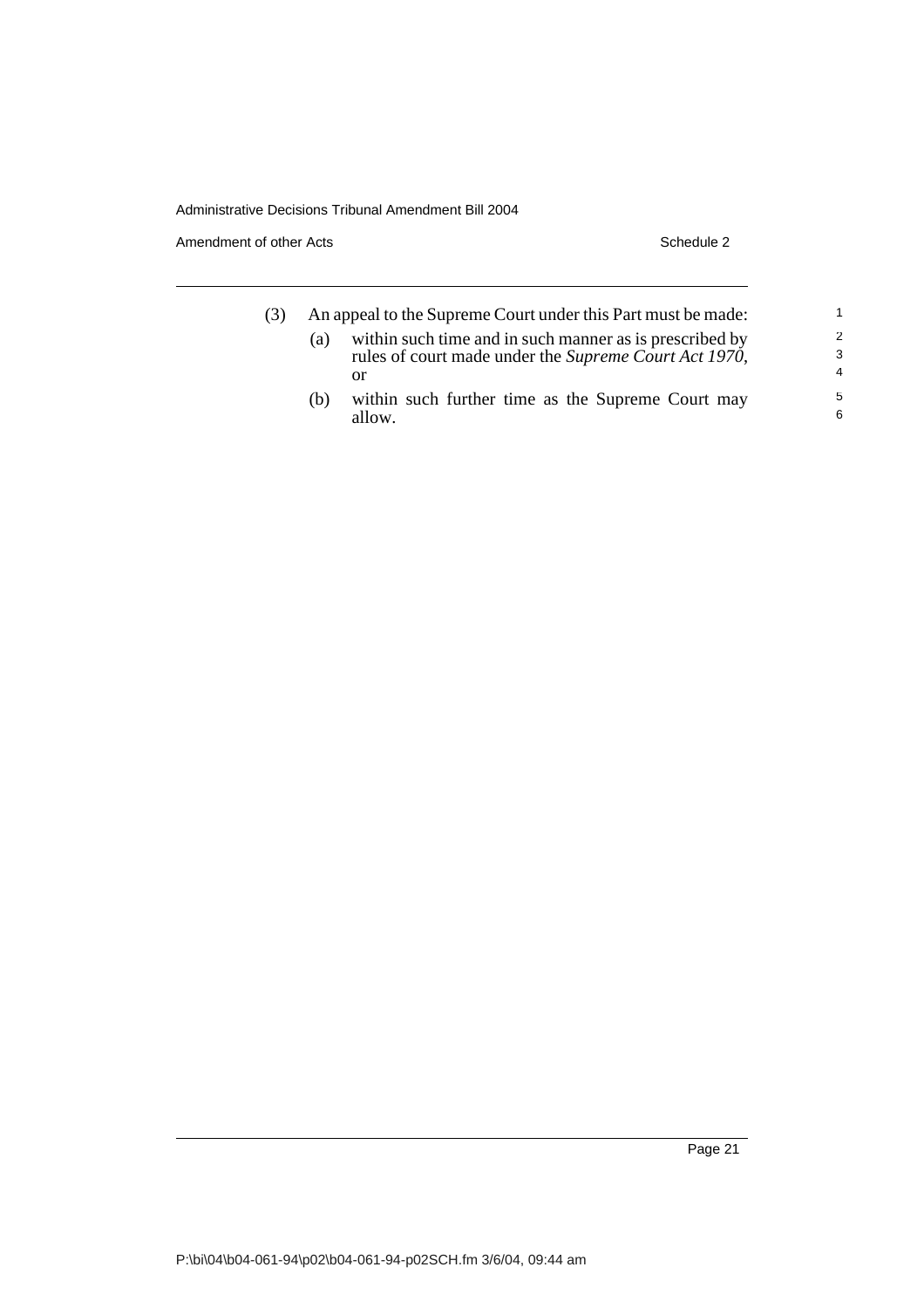(3) An appeal to the Supreme Court under this Part must be made:

(a) within such time and in such manner as is prescribed by rules of court made under the *Supreme Court Act 1970*, or

(b) within such further time as the Supreme Court may allow.